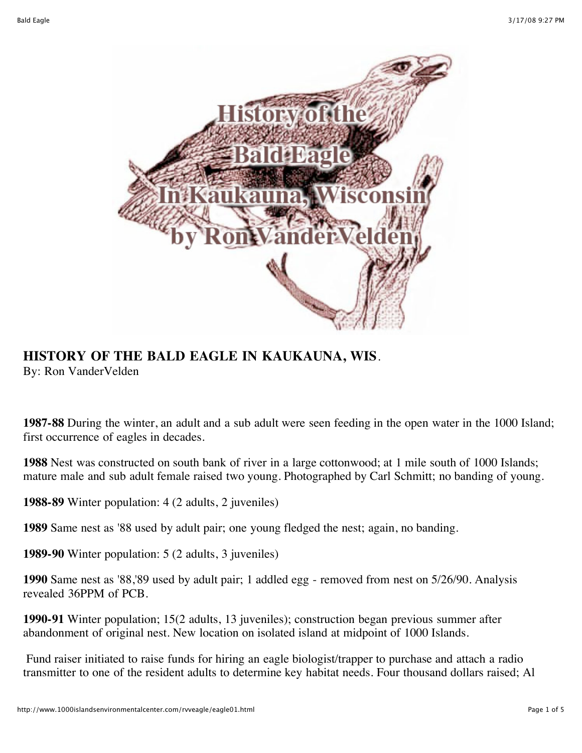# HISTORY OF THE BALD EAGLE IN KAUKAUNA, WIS.

By: Ron VanderVelden

**1987-88** During the winter, an adult and a sub adult were seen feeding in the open water in the 1000 Island; first occurrence of eagles in decades.

**1988** Nest was constructed on south bank of river in a large cottonwood; at 1 mile south of 1000 Islands; mature male and sub adult female raised two young. Photographed by Carl Schmitt; no banding of young.

**1988-89** Winter population: 4 (2 adults, 2 juveniles)

**1989** Same nest as '88 used by adult pair; one young fledged the nest; again, no banding.

**1989-90** Winter population: 5 (2 adults, 3 juveniles)

**1990** Same nest as '88,'89 used by adult pair; 1 addled egg - removed from nest on 5/26/90. Analysis revealed 36PPM of PCB.

**1990-91** Winter population; 15(2 adults, 13 juveniles); construction began previous summer after abandonment of original nest. New location on isolated island at midpoint of 1000 Islands.

Fund raiser initiated to raise funds for hiring an eagle biologist/trapper to purchase and attach a radio transmitter to one of the resident adults to determine key habitat needs. Four thousand dollars raised; Al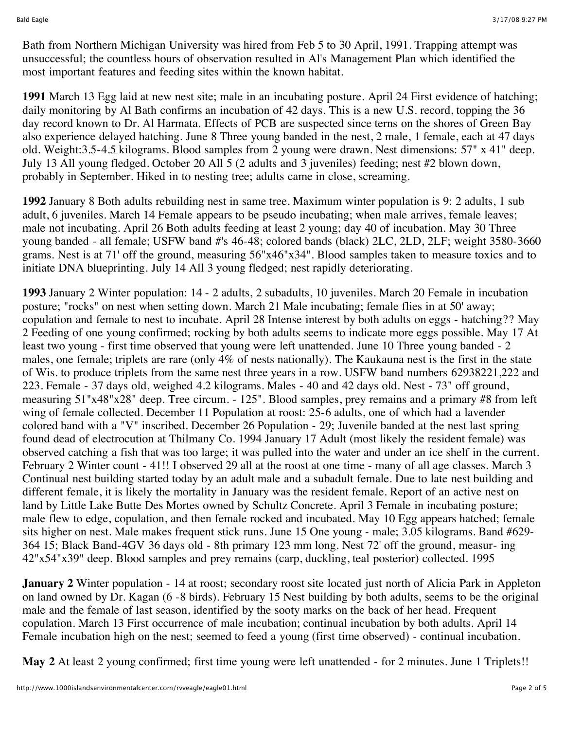Bath from Northern Michigan University was hired from Feb 5 to 30 April, 1991. Trapping attempt was unsuccessful; the countless hours of observation resulted in Al's Management Plan which identified the most important features and feeding sites within the known habitat.

**1991** March 13 Egg laid at new nest site; male in an incubating posture. April 24 First evidence of hatching; daily monitoring by Al Bath confirms an incubation of 42 days. This is a new U.S. record, topping the 36 day record known to Dr. Al Harmata. Effects of PCB are suspected since terns on the shores of Green Bay also experience delayed hatching. June 8 Three young banded in the nest, 2 male, 1 female, each at 47 days old. Weight:3.5-4.5 kilograms. Blood samples from 2 young were drawn. Nest dimensions: 57" x 41" deep. July 13 All young fledged. October 20 All 5 (2 adults and 3 juveniles) feeding; nest #2 blown down, probably in September. Hiked in to nesting tree; adults came in close, screaming.

**1992** January 8 Both adults rebuilding nest in same tree. Maximum winter population is 9: 2 adults, 1 sub adult, 6 juveniles. March 14 Female appears to be pseudo incubating; when male arrives, female leaves; male not incubating. April 26 Both adults feeding at least 2 young; day 40 of incubation. May 30 Three young banded - all female; USFW band #'s 46-48; colored bands (black) 2LC, 2LD, 2LF; weight 3580-3660 grams. Nest is at 71' off the ground, measuring 56"x46"x34". Blood samples taken to measure toxics and to initiate DNA blueprinting. July 14 All 3 young fledged; nest rapidly deteriorating.

**1993** January 2 Winter population: 14 - 2 adults, 2 subadults, 10 juveniles. March 20 Female in incubation posture; "rocks" on nest when setting down. March 21 Male incubating; female flies in at 50' away; copulation and female to nest to incubate. April 28 Intense interest by both adults on eggs - hatching?? May 2 Feeding of one young confirmed; rocking by both adults seems to indicate more eggs possible. May 17 At least two young - first time observed that young were left unattended. June 10 Three young banded - 2 males, one female; triplets are rare (only 4% of nests nationally). The Kaukauna nest is the first in the state of Wis. to produce triplets from the same nest three years in a row. USFW band numbers 62938221,222 and 223. Female - 37 days old, weighed 4.2 kilograms. Males - 40 and 42 days old. Nest - 73" off ground, measuring 51"x48"x28" deep. Tree circum. - 125". Blood samples, prey remains and a primary #8 from left wing of female collected. December 11 Population at roost: 25-6 adults, one of which had a lavender colored band with a "V" inscribed. December 26 Population - 29; Juvenile banded at the nest last spring found dead of electrocution at Thilmany Co. 1994 January 17 Adult (most likely the resident female) was observed catching a fish that was too large; it was pulled into the water and under an ice shelf in the current. February 2 Winter count - 41!! I observed 29 all at the roost at one time - many of all age classes. March 3 Continual nest building started today by an adult male and a subadult female. Due to late nest building and different female, it is likely the mortality in January was the resident female. Report of an active nest on land by Little Lake Butte Des Mortes owned by Schultz Concrete. April 3 Female in incubating posture; male flew to edge, copulation, and then female rocked and incubated. May 10 Egg appears hatched; female sits higher on nest. Male makes frequent stick runs. June 15 One young - male; 3.05 kilograms. Band #629-364 15; Black Band-4GV 36 days old - 8th primary 123 mm long. Nest 72' off the ground, measur- ing 42"x54"x39" deep. Blood samples and prey remains (carp, duckling, teal posterior) collected. 1995

**January 2** Winter population - 14 at roost; secondary roost site located just north of Alicia Park in Appleton on land owned by Dr. Kagan (6 -8 birds). February 15 Nest building by both adults, seems to be the original male and the female of last season, identified by the sooty marks on the back of her head. Frequent copulation. March 13 First occurrence of male incubation; continual incubation by both adults. April 14 Female incubation high on the nest; seemed to feed a young (first time observed) - continual incubation.

**May 2** At least 2 young confirmed; first time young were left unattended - for 2 minutes. June 1 Triplets!!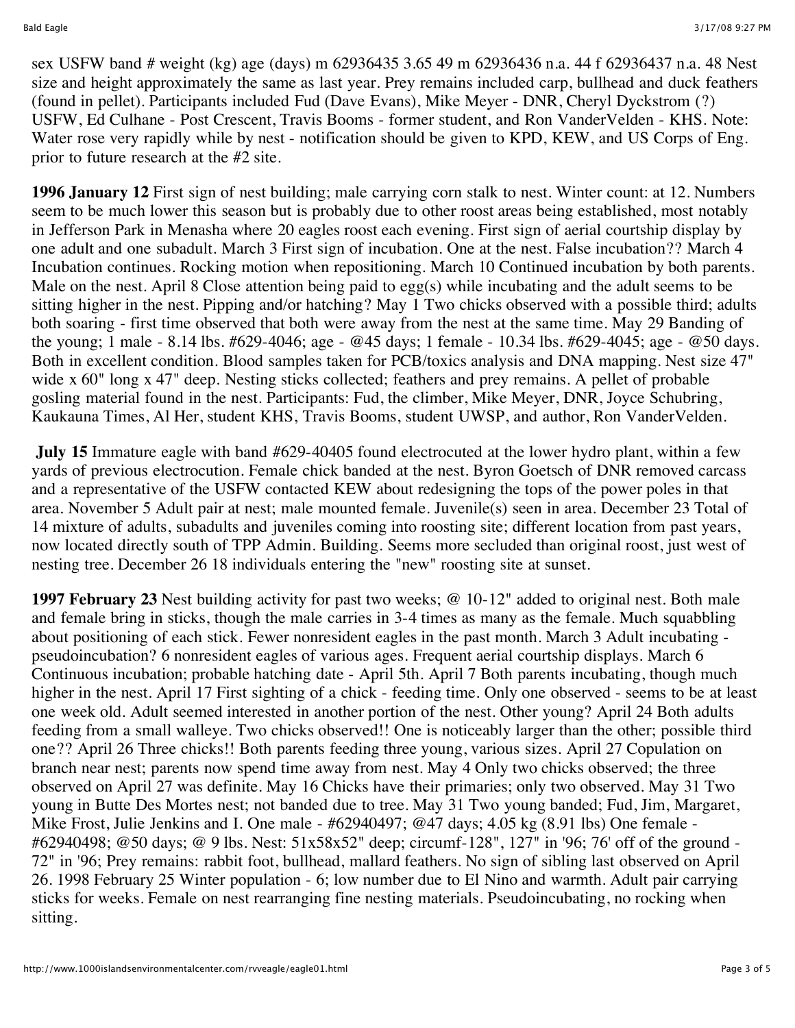sex USFW band # weight (kg) age (days) m 62936435 3.65 49 m 62936436 n.a. 44 f 62936437 n.a. 48 Nest size and height approximately the same as last year. Prey remains included carp, bullhead and duck feathers (found in pellet). Participants included Fud (Dave Evans), Mike Meyer - DNR, Cheryl Dyckstrom (?) USFW, Ed Culhane - Post Crescent, Travis Booms - former student, and Ron VanderVelden - KHS. Note: Water rose very rapidly while by nest - notification should be given to KPD, KEW, and US Corps of Eng. prior to future research at the #2 site.

**1996 January 12** First sign of nest building; male carrying corn stalk to nest. Winter count: at 12. Numbers seem to be much lower this season but is probably due to other roost areas being established, most notably in Jefferson Park in Menasha where 20 eagles roost each evening. First sign of aerial courtship display by one adult and one subadult. March 3 First sign of incubation. One at the nest. False incubation?? March 4 Incubation continues. Rocking motion when repositioning. March 10 Continued incubation by both parents. Male on the nest. April 8 Close attention being paid to egg(s) while incubating and the adult seems to be sitting higher in the nest. Pipping and/or hatching? May 1 Two chicks observed with a possible third; adults both soaring - first time observed that both were away from the nest at the same time. May 29 Banding of the young; 1 male - 8.14 lbs. #629-4046; age - @45 days; 1 female - 10.34 lbs. #629-4045; age - @50 days. Both in excellent condition. Blood samples taken for PCB/toxics analysis and DNA mapping. Nest size 47" wide x 60" long x 47" deep. Nesting sticks collected; feathers and prey remains. A pellet of probable gosling material found in the nest. Participants: Fud, the climber, Mike Meyer, DNR, Joyce Schubring, Kaukauna Times, Al Her, student KHS, Travis Booms, student UWSP, and author, Ron VanderVelden.

**July 15** Immature eagle with band #629-40405 found electrocuted at the lower hydro plant, within a few yards of previous electrocution. Female chick banded at the nest. Byron Goetsch of DNR removed carcass and a representative of the USFW contacted KEW about redesigning the tops of the power poles in that area. November 5 Adult pair at nest; male mounted female. Juvenile(s) seen in area. December 23 Total of 14 mixture of adults, subadults and juveniles coming into roosting site; different location from past years, now located directly south of TPP Admin. Building. Seems more secluded than original roost, just west of nesting tree. December 26 18 individuals entering the "new" roosting site at sunset.

**1997 February 23** Nest building activity for past two weeks; @ 10-12" added to original nest. Both male and female bring in sticks, though the male carries in 3-4 times as many as the female. Much squabbling about positioning of each stick. Fewer nonresident eagles in the past month. March 3 Adult incubating - pseudoincubation? 6 nonresident eagles of various ages. Frequent aerial courtship displays. March 6 Continuous incubation; probable hatching date - April 5th. April 7 Both parents incubating, though much higher in the nest. April 17 First sighting of a chick - feeding time. Only one observed - seems to be at least one week old. Adult seemed interested in another portion of the nest. Other young? April 24 Both adults feeding from a small walleye. Two chicks observed!! One is noticeably larger than the other; possible third one?? April 26 Three chicks!! Both parents feeding three young, various sizes. April 27 Copulation on branch near nest; parents now spend time away from nest. May 4 Only two chicks observed; the three observed on April 27 was definite. May 16 Chicks have their primaries; only two observed. May 31 Two young in Butte Des Mortes nest; not banded due to tree. May 31 Two young banded; Fud, Jim, Margaret, Mike Frost, Julie Jenkins and I. One male - #62940497; @47 days; 4.05 kg (8.91 lbs) One female - #62940498; @50 days; @ 9 lbs. Nest: 51x58x52" deep; circumf-128", 127" in '96; 76' off of the ground - 72" in '96; Prey remains: rabbit foot, bullhead, mallard feathers. No sign of sibling last observed on April 26. 1998 February 25 Winter population - 6; low number due to El Nino and warmth. Adult pair carrying sticks for weeks. Female on nest rearranging fine nesting materials. Pseudoincubating, no rocking when sitting.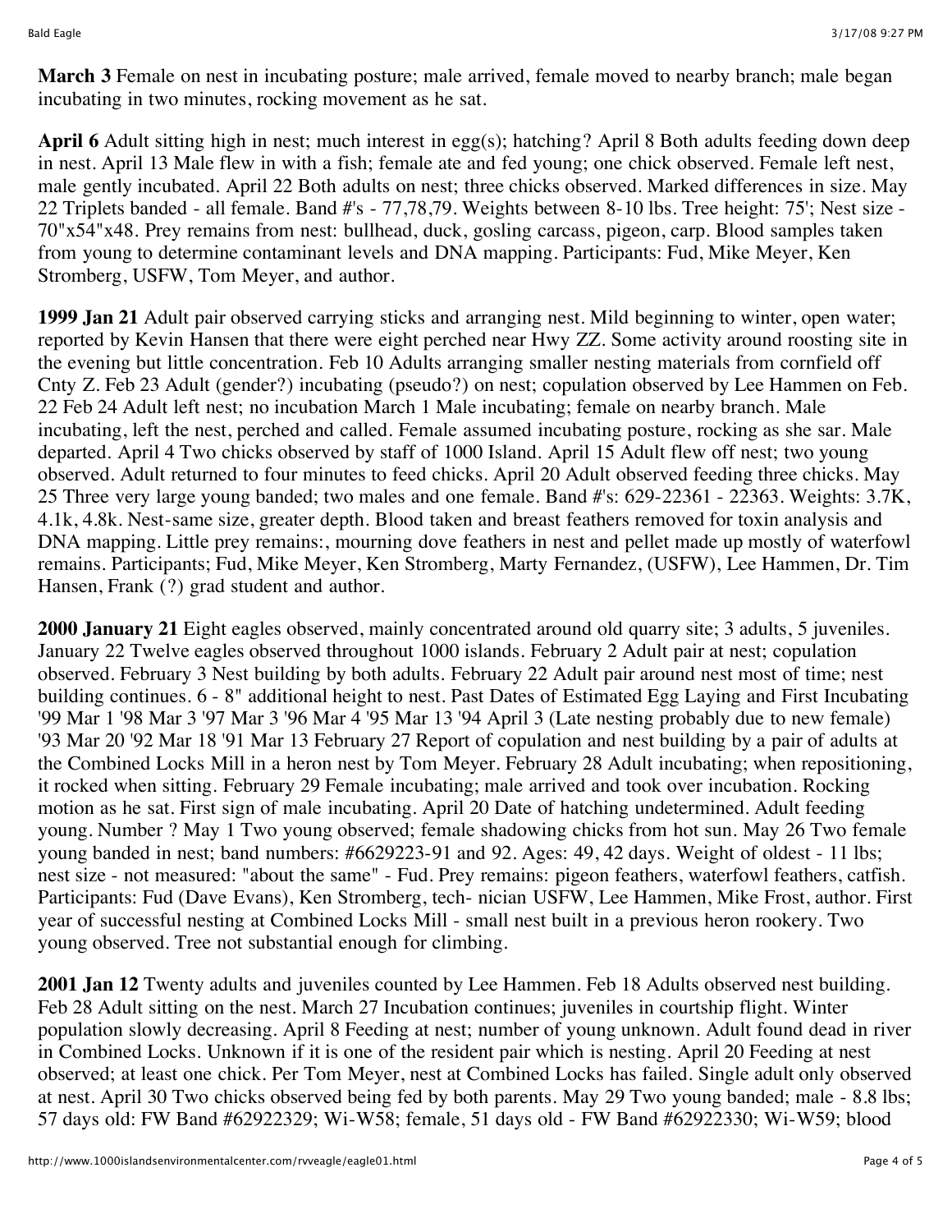**March 3** Female on nest in incubating posture; male arrived, female moved to nearby branch; male began incubating in two minutes, rocking movement as he sat.

**April 6** Adult sitting high in nest; much interest in egg(s); hatching? April 8 Both adults feeding down deep in nest. April 13 Male flew in with a fish; female ate and fed young; one chick observed. Female left nest, male gently incubated. April 22 Both adults on nest; three chicks observed. Marked differences in size. May 22 Triplets banded - all female. Band #'s - 77,78,79. Weights between 8-10 lbs. Tree height: 75'; Nest size - 70"x54"x48. Prey remains from nest: bullhead, duck, gosling carcass, pigeon, carp. Blood samples taken from young to determine contaminant levels and DNA mapping. Participants: Fud, Mike Meyer, Ken Stromberg, USFW, Tom Meyer, and author.

**1999 Jan 21** Adult pair observed carrying sticks and arranging nest. Mild beginning to winter, open water; reported by Kevin Hansen that there were eight perched near Hwy ZZ. Some activity around roosting site in the evening but little concentration. Feb 10 Adults arranging smaller nesting materials from cornfield off Cnty Z. Feb 23 Adult (gender?) incubating (pseudo?) on nest; copulation observed by Lee Hammen on Feb. 22 Feb 24 Adult left nest; no incubation March 1 Male incubating; female on nearby branch. Male incubating, left the nest, perched and called. Female assumed incubating posture, rocking as she sar. Male departed. April 4 Two chicks observed by staff of 1000 Island. April 15 Adult flew off nest; two young observed. Adult returned to four minutes to feed chicks. April 20 Adult observed feeding three chicks. May 25 Three very large young banded; two males and one female. Band #'s: 629-22361 - 22363. Weights: 3.7K, 4.1k, 4.8k. Nest-same size, greater depth. Blood taken and breast feathers removed for toxin analysis and DNA mapping. Little prey remains:, mourning dove feathers in nest and pellet made up mostly of waterfowl remains. Participants; Fud, Mike Meyer, Ken Stromberg, Marty Fernandez, (USFW), Lee Hammen, Dr. Tim Hansen, Frank (?) grad student and author.

**2000 January 21** Eight eagles observed, mainly concentrated around old quarry site; 3 adults, 5 juveniles. January 22 Twelve eagles observed throughout 1000 islands. February 2 Adult pair at nest; copulation observed. February 3 Nest building by both adults. February 22 Adult pair around nest most of time; nest building continues. 6 - 8" additional height to nest. Past Dates of Estimated Egg Laying and First Incubating '99 Mar 1 '98 Mar 3 '97 Mar 3 '96 Mar 4 '95 Mar 13 '94 April 3 (Late nesting probably due to new female) '93 Mar 20 '92 Mar 18 '91 Mar 13 February 27 Report of copulation and nest building by a pair of adults at the Combined Locks Mill in a heron nest by Tom Meyer. February 28 Adult incubating; when repositioning, it rocked when sitting. February 29 Female incubating; male arrived and took over incubation. Rocking motion as he sat. First sign of male incubating. April 20 Date of hatching undetermined. Adult feeding young. Number ? May 1 Two young observed; female shadowing chicks from hot sun. May 26 Two female young banded in nest; band numbers: #6629223-91 and 92. Ages: 49, 42 days. Weight of oldest - 11 lbs; nest size - not measured: "about the same" - Fud. Prey remains: pigeon feathers, waterfowl feathers, catfish. Participants: Fud (Dave Evans), Ken Stromberg, tech- nician USFW, Lee Hammen, Mike Frost, author. First year of successful nesting at Combined Locks Mill - small nest built in a previous heron rookery. Two young observed. Tree not substantial enough for climbing.

**2001 Jan 12** Twenty adults and juveniles counted by Lee Hammen. Feb 18 Adults observed nest building. Feb 28 Adult sitting on the nest. March 27 Incubation continues; juveniles in courtship flight. Winter population slowly decreasing. April 8 Feeding at nest; number of young unknown. Adult found dead in river in Combined Locks. Unknown if it is one of the resident pair which is nesting. April 20 Feeding at nest observed; at least one chick. Per Tom Meyer, nest at Combined Locks has failed. Single adult only observed at nest. April 30 Two chicks observed being fed by both parents. May 29 Two young banded; male - 8.8 lbs; 57 days old: FW Band #62922329; Wi-W58; female, 51 days old - FW Band #62922330; Wi-W59; blood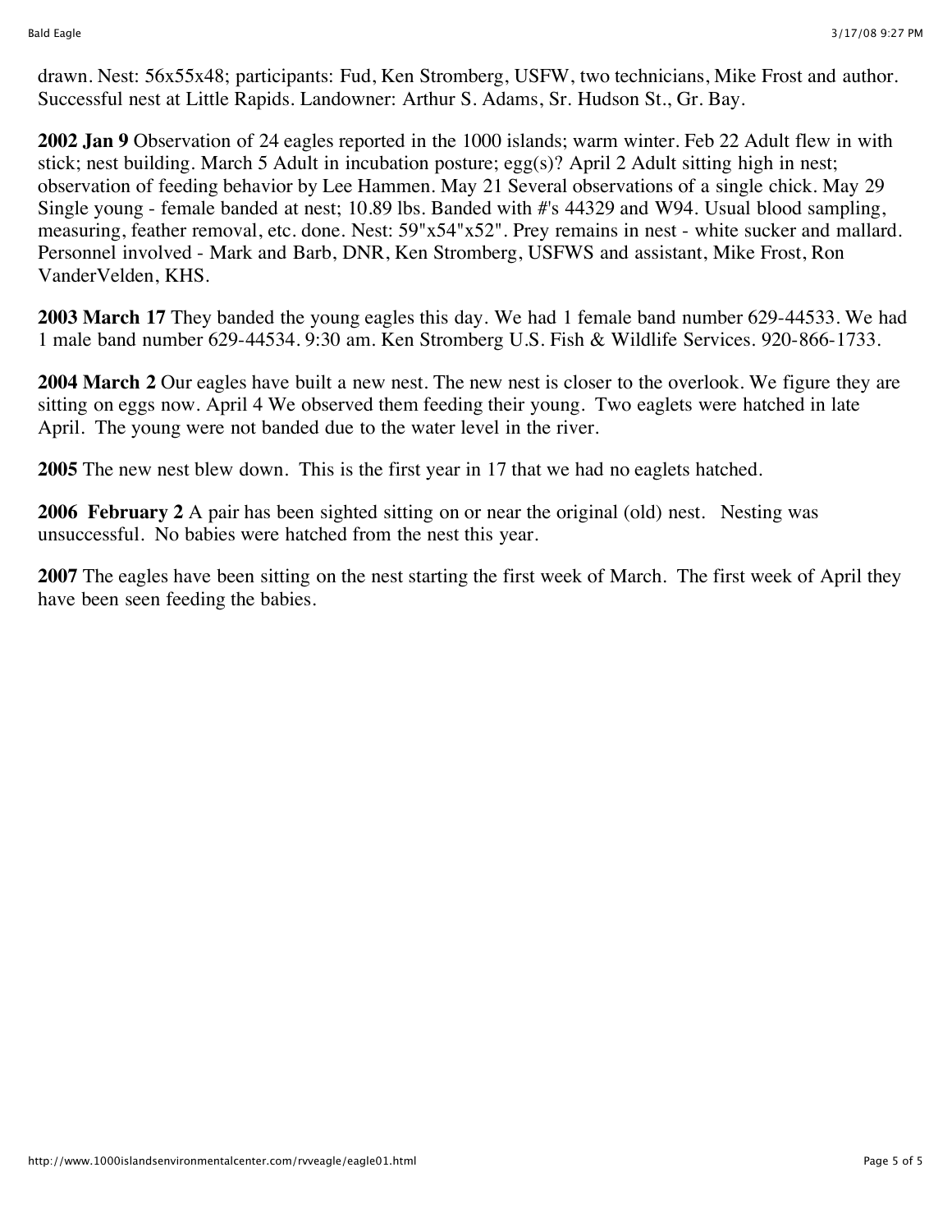drawn. Nest: 56x55x48; participants: Fud, Ken Stromberg, USFW, two technicians, Mike Frost and author. Successful nest at Little Rapids. Landowner: Arthur S. Adams, Sr. Hudson St., Gr. Bay.

**2002 Jan 9** Observation of 24 eagles reported in the 1000 islands; warm winter. Feb 22 Adult flew in with stick; nest building. March 5 Adult in incubation posture; egg(s)? April 2 Adult sitting high in nest; observation of feeding behavior by Lee Hammen. May 21 Several observations of a single chick. May 29 Single young - female banded at nest; 10.89 lbs. Banded with #'s 44329 and W94. Usual blood sampling, measuring, feather removal, etc. done. Nest: 59"x54"x52". Prey remains in nest - white sucker and mallard. Personnel involved - Mark and Barb, DNR, Ken Stromberg, USFWS and assistant, Mike Frost, Ron VanderVelden, KHS.

**2003 March 17** They banded the young eagles this day. We had 1 female band number 629-44533. We had 1 male band number 629-44534. 9:30 am. Ken Stromberg U.S. Fish & Wildlife Services. 920-866-1733.

**2004 March 2** Our eagles have built a new nest. The new nest is closer to the overlook. We figure they are sitting on eggs now. April 4 We observed them feeding their young. Two eaglets were hatched in late April. The young were not banded due to the water level in the river.

**2005** The new nest blew down. This is the first year in 17 that we had no eaglets hatched.

**2006 February 2** A pair has been sighted sitting on or near the original (old) nest. Nesting was unsuccessful. No babies were hatched from the nest this year.

**2007** The eagles have been sitting on the nest starting the first week of March. The first week of April they have been seen feeding the babies.